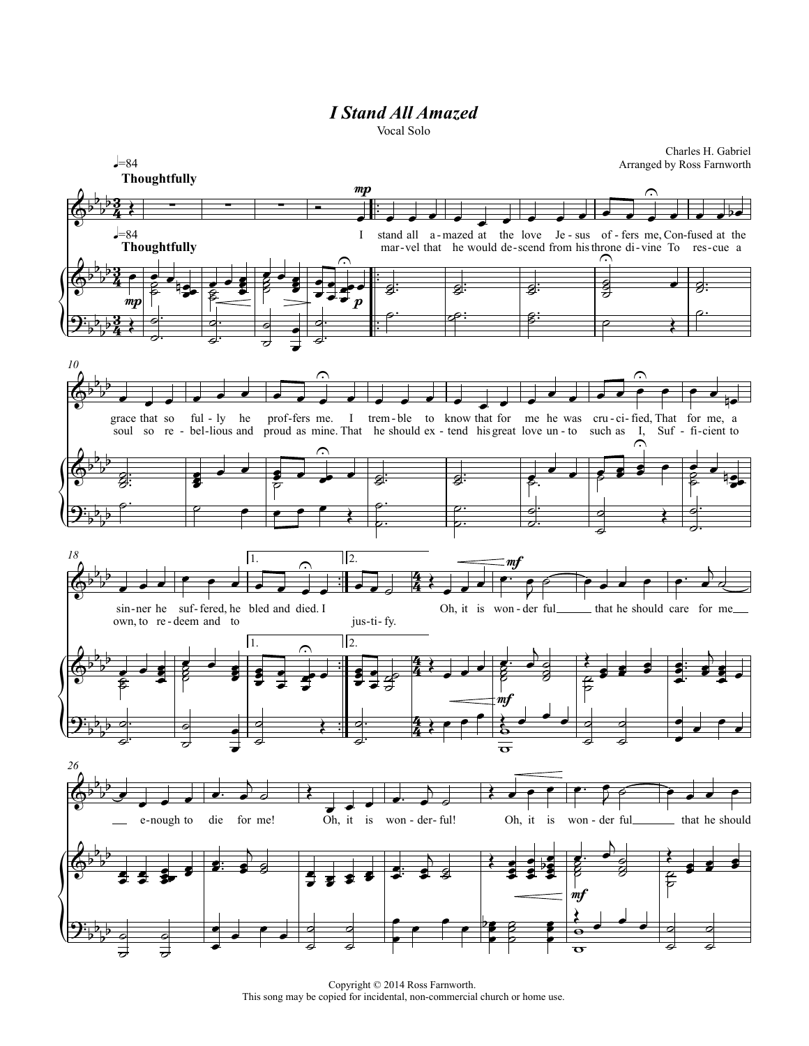# *I Stand All Amazed*

Vocal Solo

Charles H. Gabriel
Arranged by Ross Farnworth

♩=84
**Thoughtfully**

I stand all a-mazed at the love Je-sus of-fers me, Con-fused at the grace that so ful-ly he prof-fers me. I trem-ble to know that for me he was cru-ci-fied, That for me, a sin-ner he suf-fered, he bled and died. I

mar-vel that he would de-scend from his throne di-vine To res-cue a soul so re-bel-lious and proud as mine. That he should ex-tend his great love un-to such as I, Suf-fi-cient to own, to re-deem and to jus-ti-fy.

Oh, it is won-der-ful that he should care for me e-nough to die for me! Oh, it is won-der-ful! Oh, it is won-der-ful that he should

Copyright © 2014 Ross Farnworth.
This song may be copied for incidental, non-commercial church or home use.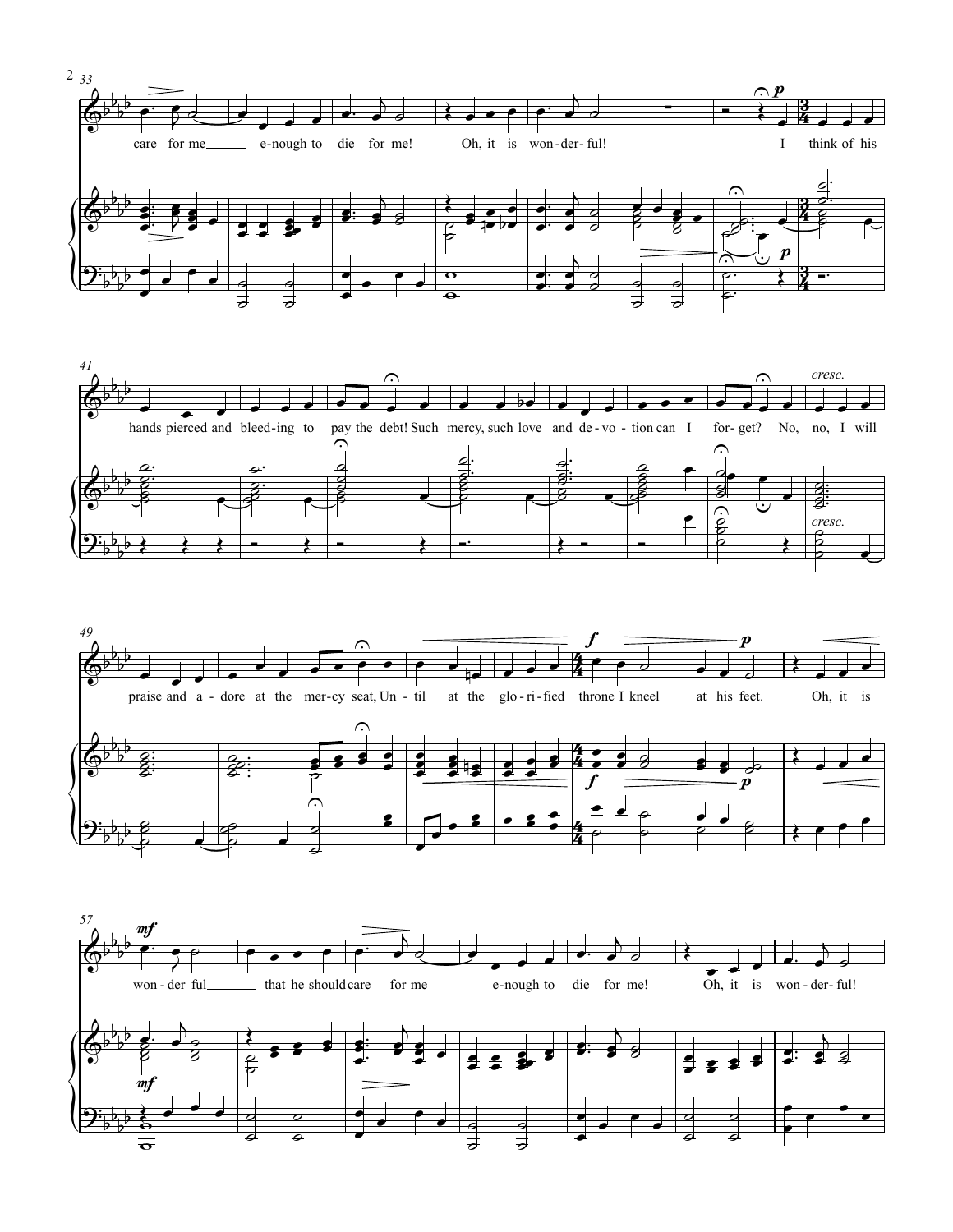care for me e-nough to die for me! Oh, it is won-der-ful! I think of his

hands pierced and bleed-ing to pay the debt! Such mercy, such love and de-vo-tion can I for-get? No, no, I will

praise and a-dore at the mer-cy seat, Un-til at the glo-ri-fied throne I kneel at his feet. Oh, it is

won-der ful that he should care for me e-nough to die for me! Oh, it is won-der-ful!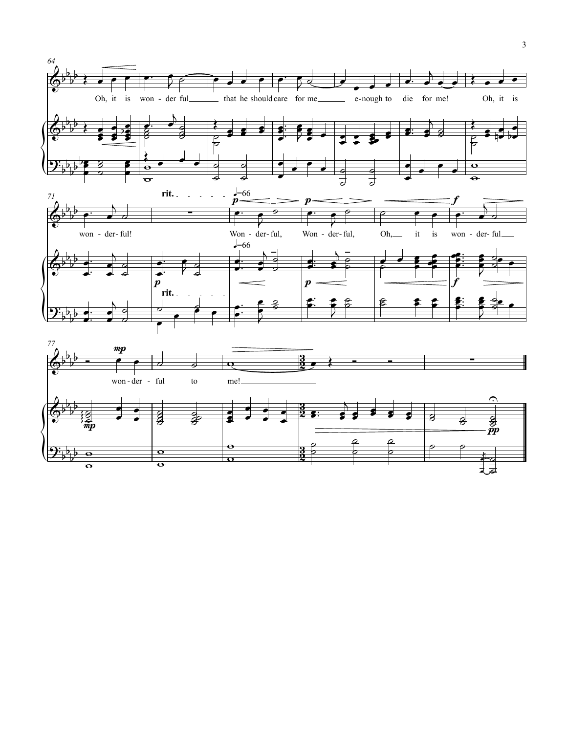64

Oh, it is won - der ful that he should care for me e-nough to die for me! Oh, it is

71

rit.

♩=66

won - der- ful! Won - der- ful, Won - der- ful, Oh, it is won - der- ful

77

mp

won - der - ful to me!